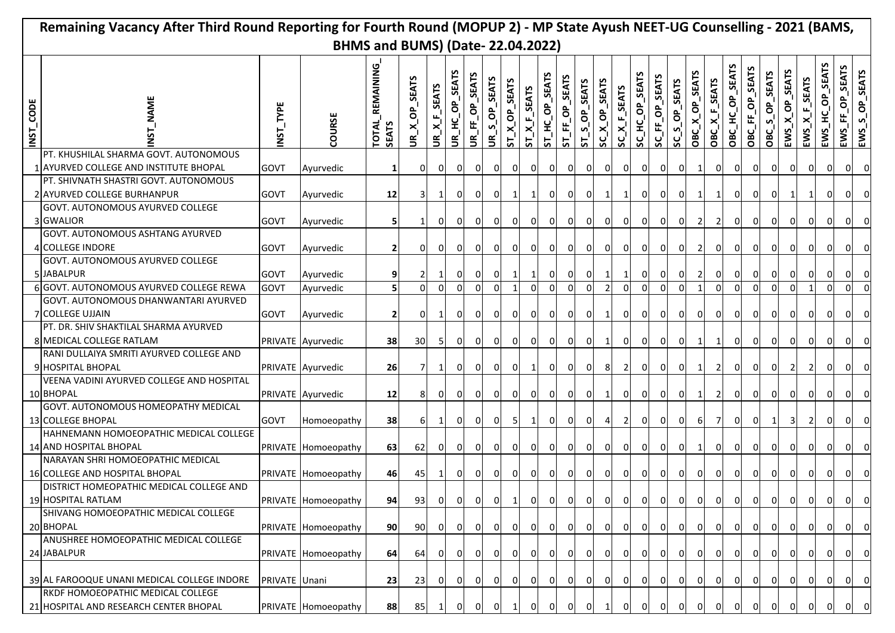# Remaining Vacancy After Third Round Reporting for Fourth Round (MOPUP 2) - MP State Ayush NEET-UG Counselling - 2021 (BAMS, BHMS and BUMS) (Date- 22.04.2022)

| INST_CODE | INST_NAME | INST_TYPE | COURSE | TOTAL_REMAINING_SEATS | UR_X_OP_SEATS | UR_X_F_SEATS | UR_HC_OP_SEATS | UR_FF_OP_SEATS | UR_S_OP_SEATS | ST_X_OP_SEATS | ST_X_F_SEATS | ST_HC_OP_SEATS | ST_FF_OP_SEATS | ST_S_OP_SEATS | SC_X_OP_SEATS | SC_X_F_SEATS | SC_HC_OP_SEATS | SC_FF_OP_SEATS | SC_S_OP_SEATS | OBC_X_OP_SEATS | OBC_X_F_SEATS | OBC_HC_OP_SEATS | OBC_FF_OP_SEATS | OBC_S_OP_SEATS | EWS_X_OP_SEATS | EWS_X_F_SEATS | EWS_HC_OP_SEATS | EWS_FF_OP_SEATS | EWS_S_OP_SEATS |
|---|---|---|---|---|---|---|---|---|---|---|---|---|---|---|---|---|---|---|---|---|---|---|---|---|---|---|---|---|---|
| 1 | PT. KHUSHILAL SHARMA GOVT. AUTONOMOUS AYURVED COLLEGE AND INSTITUTE BHOPAL | GOVT | Ayurvedic | 1 | 0 | 0 | 0 | 0 | 0 | 0 | 0 | 0 | 0 | 0 | 0 | 0 | 0 | 0 | 0 | 1 | 0 | 0 | 0 | 0 | 0 | 0 | 0 | 0 | 0 |
| 2 | PT. SHIVNATH SHASTRI GOVT. AUTONOMOUS AYURVED COLLEGE BURHANPUR | GOVT | Ayurvedic | 12 | 3 | 1 | 0 | 0 | 0 | 1 | 1 | 0 | 0 | 0 | 1 | 1 | 0 | 0 | 0 | 1 | 1 | 0 | 0 | 0 | 1 | 1 | 0 | 0 | 0 |
| 3 | GOVT. AUTONOMOUS AYURVED COLLEGE GWALIOR | GOVT | Ayurvedic | 5 | 1 | 0 | 0 | 0 | 0 | 0 | 0 | 0 | 0 | 0 | 0 | 0 | 0 | 0 | 0 | 2 | 2 | 0 | 0 | 0 | 0 | 0 | 0 | 0 | 0 |
| 4 | GOVT. AUTONOMOUS ASHTANG AYURVED COLLEGE INDORE | GOVT | Ayurvedic | 2 | 0 | 0 | 0 | 0 | 0 | 0 | 0 | 0 | 0 | 0 | 0 | 0 | 0 | 0 | 0 | 2 | 0 | 0 | 0 | 0 | 0 | 0 | 0 | 0 | 0 |
| 5 | GOVT. AUTONOMOUS AYURVED COLLEGE JABALPUR | GOVT | Ayurvedic | 9 | 2 | 1 | 0 | 0 | 0 | 1 | 1 | 0 | 0 | 0 | 1 | 1 | 0 | 0 | 0 | 2 | 0 | 0 | 0 | 0 | 0 | 0 | 0 | 0 | 0 |
| 6 | GOVT. AUTONOMOUS AYURVED COLLEGE REWA | GOVT | Ayurvedic | 5 | 0 | 0 | 0 | 0 | 0 | 1 | 0 | 0 | 0 | 0 | 2 | 0 | 0 | 0 | 0 | 1 | 0 | 0 | 0 | 0 | 0 | 1 | 0 | 0 | 0 |
| 7 | GOVT. AUTONOMOUS DHANWANTARI AYURVED COLLEGE UJJAIN | GOVT | Ayurvedic | 2 | 0 | 1 | 0 | 0 | 0 | 0 | 0 | 0 | 0 | 0 | 1 | 0 | 0 | 0 | 0 | 0 | 0 | 0 | 0 | 0 | 0 | 0 | 0 | 0 | 0 |
| 8 | PT. DR. SHIV SHAKTILAL SHARMA AYURVED MEDICAL COLLEGE RATLAM | PRIVATE | Ayurvedic | 38 | 30 | 5 | 0 | 0 | 0 | 0 | 0 | 0 | 0 | 0 | 1 | 0 | 0 | 0 | 0 | 1 | 1 | 0 | 0 | 0 | 0 | 0 | 0 | 0 | 0 |
| 9 | RANI DULLAIYA SMRITI AYURVED COLLEGE AND HOSPITAL BHOPAL | PRIVATE | Ayurvedic | 26 | 7 | 1 | 0 | 0 | 0 | 0 | 1 | 0 | 0 | 0 | 8 | 2 | 0 | 0 | 0 | 1 | 2 | 0 | 0 | 0 | 2 | 2 | 0 | 0 | 0 |
| 10 | VEENA VADINI AYURVED COLLEGE AND HOSPITAL BHOPAL | PRIVATE | Ayurvedic | 12 | 8 | 0 | 0 | 0 | 0 | 0 | 0 | 0 | 0 | 0 | 1 | 0 | 0 | 0 | 0 | 1 | 2 | 0 | 0 | 0 | 0 | 0 | 0 | 0 | 0 |
| 13 | GOVT. AUTONOMOUS HOMEOPATHY MEDICAL COLLEGE BHOPAL | GOVT | Homoeopathy | 38 | 6 | 1 | 0 | 0 | 0 | 5 | 1 | 0 | 0 | 0 | 4 | 2 | 0 | 0 | 0 | 6 | 7 | 0 | 0 | 1 | 3 | 2 | 0 | 0 | 0 |
| 14 | HAHNEMANN HOMOEOPATHIC MEDICAL COLLEGE AND HOSPITAL BHOPAL | PRIVATE | Homoeopathy | 63 | 62 | 0 | 0 | 0 | 0 | 0 | 0 | 0 | 0 | 0 | 0 | 0 | 0 | 0 | 0 | 1 | 0 | 0 | 0 | 0 | 0 | 0 | 0 | 0 | 0 |
| 16 | NARAYAN SHRI HOMOEOPATHIC MEDICAL COLLEGE AND HOSPITAL BHOPAL | PRIVATE | Homoeopathy | 46 | 45 | 1 | 0 | 0 | 0 | 0 | 0 | 0 | 0 | 0 | 0 | 0 | 0 | 0 | 0 | 0 | 0 | 0 | 0 | 0 | 0 | 0 | 0 | 0 | 0 |
| 19 | DISTRICT HOMEOPATHIC MEDICAL COLLEGE AND HOSPITAL RATLAM | PRIVATE | Homoeopathy | 94 | 93 | 0 | 0 | 0 | 0 | 1 | 0 | 0 | 0 | 0 | 0 | 0 | 0 | 0 | 0 | 0 | 0 | 0 | 0 | 0 | 0 | 0 | 0 | 0 | 0 |
| 20 | SHIVANG HOMOEOPATHIC MEDICAL COLLEGE BHOPAL | PRIVATE | Homoeopathy | 90 | 90 | 0 | 0 | 0 | 0 | 0 | 0 | 0 | 0 | 0 | 0 | 0 | 0 | 0 | 0 | 0 | 0 | 0 | 0 | 0 | 0 | 0 | 0 | 0 | 0 |
| 24 | ANUSHREE HOMOEOPATHIC MEDICAL COLLEGE JABALPUR | PRIVATE | Homoeopathy | 64 | 64 | 0 | 0 | 0 | 0 | 0 | 0 | 0 | 0 | 0 | 0 | 0 | 0 | 0 | 0 | 0 | 0 | 0 | 0 | 0 | 0 | 0 | 0 | 0 | 0 |
| 39 | AL FAROOQUE UNANI MEDICAL COLLEGE INDORE | PRIVATE | Unani | 23 | 23 | 0 | 0 | 0 | 0 | 0 | 0 | 0 | 0 | 0 | 0 | 0 | 0 | 0 | 0 | 0 | 0 | 0 | 0 | 0 | 0 | 0 | 0 | 0 | 0 |
| 21 | RKDF HOMOEOPATHIC MEDICAL COLLEGE HOSPITAL AND RESEARCH CENTER BHOPAL | PRIVATE | Homoeopathy | 88 | 85 | 1 | 0 | 0 | 0 | 1 | 0 | 0 | 0 | 0 | 1 | 0 | 0 | 0 | 0 | 0 | 0 | 0 | 0 | 0 | 0 | 0 | 0 | 0 | 0 |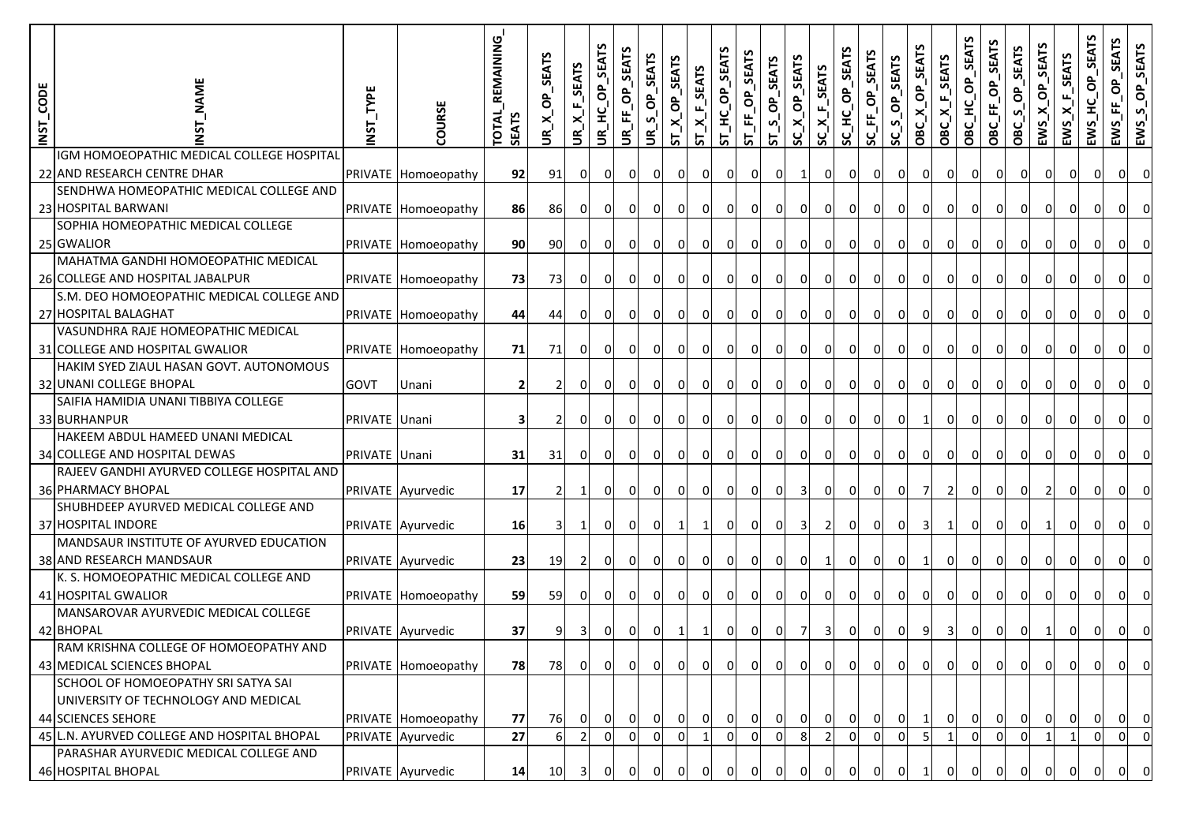| INST_CODE | INST_NAME | INST_TYPE | COURSE | TOTAL_REMAINING_SEATS | UR_X_OP_SEATS | UR_X_F_SEATS | UR_HC_OP_SEATS | UR_FF_OP_SEATS | UR_S_OP_SEATS | ST_X_OP_SEATS | ST_X_F_SEATS | ST_HC_OP_SEATS | ST_FF_OP_SEATS | ST_S_OP_SEATS | SC_X_OP_SEATS | SC_X_F_SEATS | SC_HC_OP_SEATS | SC_FF_OP_SEATS | SC_S_OP_SEATS | OBC_X_OP_SEATS | OBC_X_F_SEATS | OBC_HC_OP_SEATS | OBC_FF_OP_SEATS | OBC_S_OP_SEATS | EWS_X_OP_SEATS | EWS_X_F_SEATS | EWS_HC_OP_SEATS | EWS_FF_OP_SEATS | EWS_S_OP_SEATS |
|---|---|---|---|---|---|---|---|---|---|---|---|---|---|---|---|---|---|---|---|---|---|---|---|---|---|---|---|---|---|
| 22 | IGM HOMOEOPATHIC MEDICAL COLLEGE HOSPITAL AND RESEARCH CENTRE DHAR | PRIVATE | Homoeopathy | 92 | 91 | 0 | 0 | 0 | 0 | 0 | 0 | 0 | 0 | 0 | 1 | 0 | 0 | 0 | 0 | 0 | 0 | 0 | 0 | 0 | 0 | 0 | 0 | 0 | 0 |
| 23 | SENDHWA HOMEOPATHIC MEDICAL COLLEGE AND HOSPITAL BARWANI | PRIVATE | Homoeopathy | 86 | 86 | 0 | 0 | 0 | 0 | 0 | 0 | 0 | 0 | 0 | 0 | 0 | 0 | 0 | 0 | 0 | 0 | 0 | 0 | 0 | 0 | 0 | 0 | 0 | 0 |
| 25 | SOPHIA HOMEOPATHIC MEDICAL COLLEGE GWALIOR | PRIVATE | Homoeopathy | 90 | 90 | 0 | 0 | 0 | 0 | 0 | 0 | 0 | 0 | 0 | 0 | 0 | 0 | 0 | 0 | 0 | 0 | 0 | 0 | 0 | 0 | 0 | 0 | 0 | 0 |
| 26 | MAHATMA GANDHI HOMOEOPATHIC MEDICAL COLLEGE AND HOSPITAL JABALPUR | PRIVATE | Homoeopathy | 73 | 73 | 0 | 0 | 0 | 0 | 0 | 0 | 0 | 0 | 0 | 0 | 0 | 0 | 0 | 0 | 0 | 0 | 0 | 0 | 0 | 0 | 0 | 0 | 0 | 0 |
| 27 | S.M. DEO HOMOEOPATHIC MEDICAL COLLEGE AND HOSPITAL BALAGHAT | PRIVATE | Homoeopathy | 44 | 44 | 0 | 0 | 0 | 0 | 0 | 0 | 0 | 0 | 0 | 0 | 0 | 0 | 0 | 0 | 0 | 0 | 0 | 0 | 0 | 0 | 0 | 0 | 0 | 0 |
| 31 | VASUNDHRA RAJE HOMEOPATHIC MEDICAL COLLEGE AND HOSPITAL GWALIOR | PRIVATE | Homoeopathy | 71 | 71 | 0 | 0 | 0 | 0 | 0 | 0 | 0 | 0 | 0 | 0 | 0 | 0 | 0 | 0 | 0 | 0 | 0 | 0 | 0 | 0 | 0 | 0 | 0 | 0 |
| 32 | HAKIM SYED ZIAUL HASAN GOVT. AUTONOMOUS UNANI COLLEGE BHOPAL | GOVT | Unani | 2 | 2 | 0 | 0 | 0 | 0 | 0 | 0 | 0 | 0 | 0 | 0 | 0 | 0 | 0 | 0 | 0 | 0 | 0 | 0 | 0 | 0 | 0 | 0 | 0 | 0 |
| 33 | SAIFIA HAMIDIA UNANI TIBBIYA COLLEGE BURHANPUR | PRIVATE | Unani | 3 | 2 | 0 | 0 | 0 | 0 | 0 | 0 | 0 | 0 | 0 | 0 | 0 | 0 | 0 | 0 | 1 | 0 | 0 | 0 | 0 | 0 | 0 | 0 | 0 | 0 |
| 34 | HAKEEM ABDUL HAMEED UNANI MEDICAL COLLEGE AND HOSPITAL DEWAS | PRIVATE | Unani | 31 | 31 | 0 | 0 | 0 | 0 | 0 | 0 | 0 | 0 | 0 | 0 | 0 | 0 | 0 | 0 | 0 | 0 | 0 | 0 | 0 | 0 | 0 | 0 | 0 | 0 |
| 36 | RAJEEV GANDHI AYURVED COLLEGE HOSPITAL AND PHARMACY BHOPAL | PRIVATE | Ayurvedic | 17 | 2 | 1 | 0 | 0 | 0 | 0 | 0 | 0 | 0 | 0 | 3 | 0 | 0 | 0 | 0 | 7 | 2 | 0 | 0 | 0 | 2 | 0 | 0 | 0 | 0 |
| 37 | SHUBHDEEP AYURVED MEDICAL COLLEGE AND HOSPITAL INDORE | PRIVATE | Ayurvedic | 16 | 3 | 1 | 0 | 0 | 0 | 1 | 1 | 0 | 0 | 0 | 3 | 2 | 0 | 0 | 0 | 3 | 1 | 0 | 0 | 0 | 1 | 0 | 0 | 0 | 0 |
| 38 | MANDSAUR INSTITUTE OF AYURVED EDUCATION AND RESEARCH MANDSAUR | PRIVATE | Ayurvedic | 23 | 19 | 2 | 0 | 0 | 0 | 0 | 0 | 0 | 0 | 0 | 0 | 1 | 0 | 0 | 0 | 1 | 0 | 0 | 0 | 0 | 0 | 0 | 0 | 0 | 0 |
| 41 | K. S. HOMOEOPATHIC MEDICAL COLLEGE AND HOSPITAL GWALIOR | PRIVATE | Homoeopathy | 59 | 59 | 0 | 0 | 0 | 0 | 0 | 0 | 0 | 0 | 0 | 0 | 0 | 0 | 0 | 0 | 0 | 0 | 0 | 0 | 0 | 0 | 0 | 0 | 0 | 0 |
| 42 | MANSAROVAR AYURVEDIC MEDICAL COLLEGE BHOPAL | PRIVATE | Ayurvedic | 37 | 9 | 3 | 0 | 0 | 0 | 1 | 1 | 0 | 0 | 0 | 7 | 3 | 0 | 0 | 0 | 9 | 3 | 0 | 0 | 0 | 1 | 0 | 0 | 0 | 0 |
| 43 | RAM KRISHNA COLLEGE OF HOMOEOPATHY AND MEDICAL SCIENCES BHOPAL | PRIVATE | Homoeopathy | 78 | 78 | 0 | 0 | 0 | 0 | 0 | 0 | 0 | 0 | 0 | 0 | 0 | 0 | 0 | 0 | 0 | 0 | 0 | 0 | 0 | 0 | 0 | 0 | 0 | 0 |
| 44 | SCHOOL OF HOMOEOPATHY SRI SATYA SAI UNIVERSITY OF TECHNOLOGY AND MEDICAL SCIENCES SEHORE | PRIVATE | Homoeopathy | 77 | 76 | 0 | 0 | 0 | 0 | 0 | 0 | 0 | 0 | 0 | 0 | 0 | 0 | 0 | 0 | 1 | 0 | 0 | 0 | 0 | 0 | 0 | 0 | 0 | 0 |
| 45 | L.N. AYURVED COLLEGE AND HOSPITAL BHOPAL | PRIVATE | Ayurvedic | 27 | 6 | 2 | 0 | 0 | 0 | 0 | 1 | 0 | 0 | 0 | 8 | 2 | 0 | 0 | 0 | 5 | 1 | 0 | 0 | 0 | 1 | 1 | 0 | 0 | 0 |
| 46 | PARASHAR AYURVEDIC MEDICAL COLLEGE AND HOSPITAL BHOPAL | PRIVATE | Ayurvedic | 14 | 10 | 3 | 0 | 0 | 0 | 0 | 0 | 0 | 0 | 0 | 0 | 0 | 0 | 0 | 0 | 1 | 0 | 0 | 0 | 0 | 0 | 0 | 0 | 0 | 0 |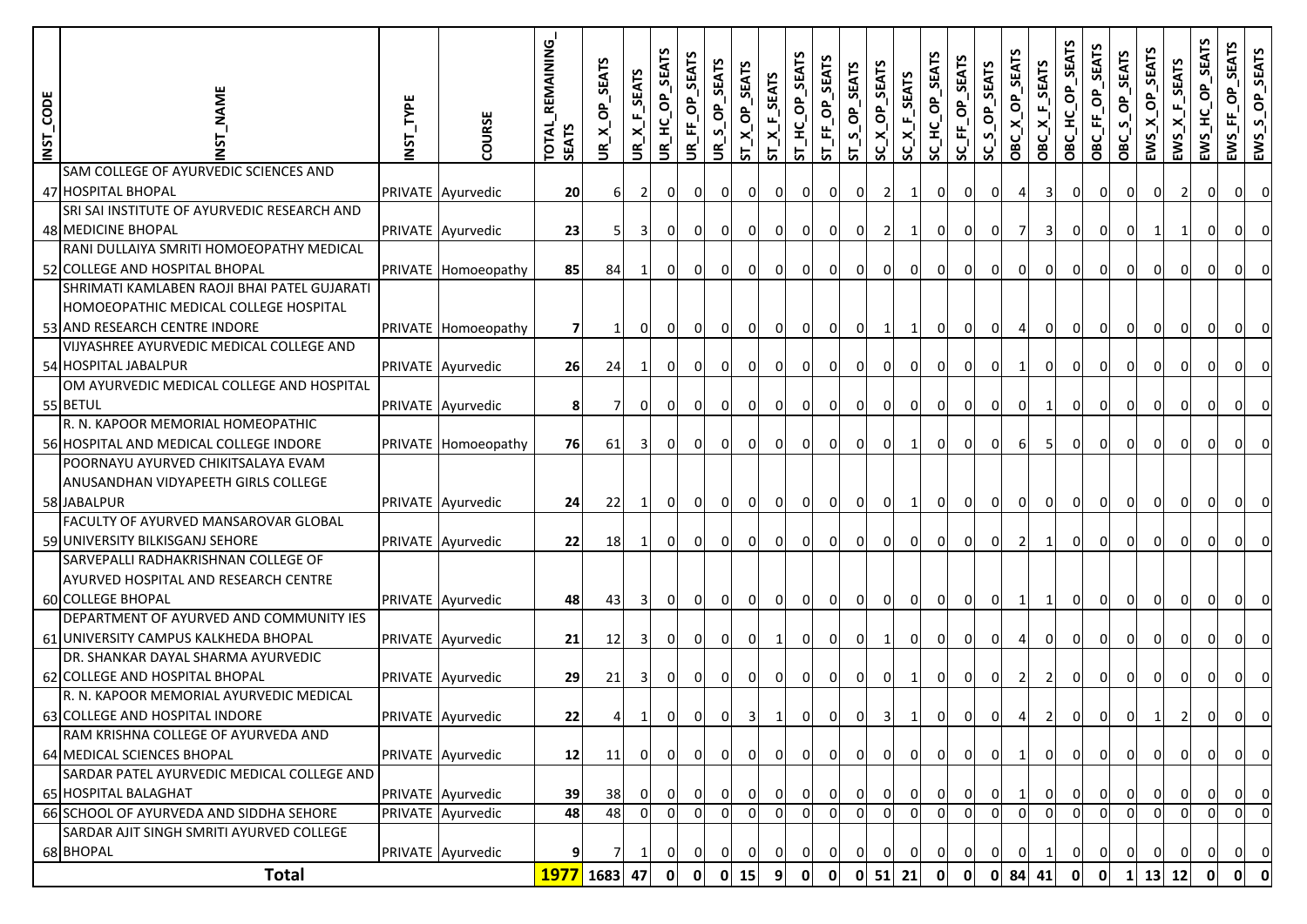| INST_CODE | INST_NAME | INST_TYPE | COURSE | TOTAL_REMAINING_SEATS | UR_X_OP_SEATS | UR_X_F_SEATS | UR_HC_OP_SEATS | UR_FF_OP_SEATS | UR_S_OP_SEATS | ST_X_OP_SEATS | ST_X_F_SEATS | ST_HC_OP_SEATS | ST_FF_OP_SEATS | ST_S_OP_SEATS | SC_X_OP_SEATS | SC_X_F_SEATS | SC_HC_OP_SEATS | SC_FF_OP_SEATS | SC_S_OP_SEATS | OBC_X_OP_SEATS | OBC_X_F_SEATS | OBC_HC_OP_SEATS | OBC_FF_OP_SEATS | OBC_S_OP_SEATS | EWS_X_OP_SEATS | EWS_X_F_SEATS | EWS_HC_OP_SEATS | EWS_FF_OP_SEATS | EWS_S_OP_SEATS |
|---|---|---|---|---|---|---|---|---|---|---|---|---|---|---|---|---|---|---|---|---|---|---|---|---|---|---|---|---|---|
| 47 | SAM COLLEGE OF AYURVEDIC SCIENCES AND HOSPITAL BHOPAL | PRIVATE | Ayurvedic | 20 | 6 | 2 | 0 | 0 | 0 | 0 | 0 | 0 | 0 | 0 | 2 | 1 | 0 | 0 | 0 | 4 | 3 | 0 | 0 | 0 | 0 | 2 | 0 | 0 | 0 |
| 48 | SRI SAI INSTITUTE OF AYURVEDIC RESEARCH AND MEDICINE BHOPAL | PRIVATE | Ayurvedic | 23 | 5 | 3 | 0 | 0 | 0 | 0 | 0 | 0 | 0 | 0 | 2 | 1 | 0 | 0 | 0 | 7 | 3 | 0 | 0 | 0 | 1 | 1 | 0 | 0 | 0 |
| 52 | RANI DULLAIYA SMRITI HOMOEOPATHY MEDICAL COLLEGE AND HOSPITAL BHOPAL | PRIVATE | Homoeopathy | 85 | 84 | 1 | 0 | 0 | 0 | 0 | 0 | 0 | 0 | 0 | 0 | 0 | 0 | 0 | 0 | 0 | 0 | 0 | 0 | 0 | 0 | 0 | 0 | 0 | 0 |
| 53 | SHRIMATI KAMLABEN RAOJI BHAI PATEL GUJARATI HOMOEOPATHIC MEDICAL COLLEGE HOSPITAL AND RESEARCH CENTRE INDORE | PRIVATE | Homoeopathy | 7 | 1 | 0 | 0 | 0 | 0 | 0 | 0 | 0 | 0 | 0 | 1 | 1 | 0 | 0 | 0 | 4 | 0 | 0 | 0 | 0 | 0 | 0 | 0 | 0 | 0 |
| 54 | VIJYASHREE AYURVEDIC MEDICAL COLLEGE AND HOSPITAL JABALPUR | PRIVATE | Ayurvedic | 26 | 24 | 1 | 0 | 0 | 0 | 0 | 0 | 0 | 0 | 0 | 0 | 0 | 0 | 0 | 0 | 1 | 0 | 0 | 0 | 0 | 0 | 0 | 0 | 0 | 0 |
| 55 | OM AYURVEDIC MEDICAL COLLEGE AND HOSPITAL BETUL | PRIVATE | Ayurvedic | 8 | 7 | 0 | 0 | 0 | 0 | 0 | 0 | 0 | 0 | 0 | 0 | 0 | 0 | 0 | 0 | 0 | 1 | 0 | 0 | 0 | 0 | 0 | 0 | 0 | 0 |
| 56 | R. N. KAPOOR MEMORIAL HOMEOPATHIC HOSPITAL AND MEDICAL COLLEGE INDORE | PRIVATE | Homoeopathy | 76 | 61 | 3 | 0 | 0 | 0 | 0 | 0 | 0 | 0 | 0 | 0 | 1 | 0 | 0 | 0 | 6 | 5 | 0 | 0 | 0 | 0 | 0 | 0 | 0 | 0 |
| 58 | POORNAYU AYURVED CHIKITSALAYA EVAM ANUSANDHAN VIDYAPEETH GIRLS COLLEGE JABALPUR | PRIVATE | Ayurvedic | 24 | 22 | 1 | 0 | 0 | 0 | 0 | 0 | 0 | 0 | 0 | 0 | 1 | 0 | 0 | 0 | 0 | 0 | 0 | 0 | 0 | 0 | 0 | 0 | 0 | 0 |
| 59 | FACULTY OF AYURVED MANSAROVAR GLOBAL UNIVERSITY BILKISGANJ SEHORE | PRIVATE | Ayurvedic | 22 | 18 | 1 | 0 | 0 | 0 | 0 | 0 | 0 | 0 | 0 | 0 | 0 | 0 | 0 | 0 | 2 | 1 | 0 | 0 | 0 | 0 | 0 | 0 | 0 | 0 |
| 60 | SARVEPALLI RADHAKRISHNAN COLLEGE OF AYURVED HOSPITAL AND RESEARCH CENTRE COLLEGE BHOPAL | PRIVATE | Ayurvedic | 48 | 43 | 3 | 0 | 0 | 0 | 0 | 0 | 0 | 0 | 0 | 0 | 0 | 0 | 0 | 0 | 1 | 1 | 0 | 0 | 0 | 0 | 0 | 0 | 0 | 0 |
| 61 | DEPARTMENT OF AYURVED AND COMMUNITY IES UNIVERSITY CAMPUS KALKHEDA BHOPAL | PRIVATE | Ayurvedic | 21 | 12 | 3 | 0 | 0 | 0 | 0 | 1 | 0 | 0 | 0 | 1 | 0 | 0 | 0 | 0 | 4 | 0 | 0 | 0 | 0 | 0 | 0 | 0 | 0 | 0 |
| 62 | DR. SHANKAR DAYAL SHARMA AYURVEDIC COLLEGE AND HOSPITAL BHOPAL | PRIVATE | Ayurvedic | 29 | 21 | 3 | 0 | 0 | 0 | 0 | 0 | 0 | 0 | 0 | 0 | 1 | 0 | 0 | 0 | 2 | 2 | 0 | 0 | 0 | 0 | 0 | 0 | 0 | 0 |
| 63 | R. N. KAPOOR MEMORIAL AYURVEDIC MEDICAL COLLEGE AND HOSPITAL INDORE | PRIVATE | Ayurvedic | 22 | 4 | 1 | 0 | 0 | 0 | 3 | 1 | 0 | 0 | 0 | 3 | 1 | 0 | 0 | 0 | 4 | 2 | 0 | 0 | 0 | 1 | 2 | 0 | 0 | 0 |
| 64 | RAM KRISHNA COLLEGE OF AYURVEDA AND MEDICAL SCIENCES BHOPAL | PRIVATE | Ayurvedic | 12 | 11 | 0 | 0 | 0 | 0 | 0 | 0 | 0 | 0 | 0 | 0 | 0 | 0 | 0 | 0 | 1 | 0 | 0 | 0 | 0 | 0 | 0 | 0 | 0 | 0 |
| 65 | SARDAR PATEL AYURVEDIC MEDICAL COLLEGE AND HOSPITAL BALAGHAT | PRIVATE | Ayurvedic | 39 | 38 | 0 | 0 | 0 | 0 | 0 | 0 | 0 | 0 | 0 | 0 | 0 | 0 | 0 | 0 | 1 | 0 | 0 | 0 | 0 | 0 | 0 | 0 | 0 | 0 |
| 66 | SCHOOL OF AYURVEDA AND SIDDHA SEHORE | PRIVATE | Ayurvedic | 48 | 48 | 0 | 0 | 0 | 0 | 0 | 0 | 0 | 0 | 0 | 0 | 0 | 0 | 0 | 0 | 0 | 0 | 0 | 0 | 0 | 0 | 0 | 0 | 0 | 0 |
| 68 | SARDAR AJIT SINGH SMRITI AYURVED COLLEGE BHOPAL | PRIVATE | Ayurvedic | 9 | 7 | 1 | 0 | 0 | 0 | 0 | 0 | 0 | 0 | 0 | 0 | 0 | 0 | 0 | 0 | 0 | 1 | 0 | 0 | 0 | 0 | 0 | 0 | 0 | 0 |
| **Total** | | | | **1977** | **1683** | **47** | **0** | **0** | **0** | **15** | **9** | **0** | **0** | **0** | **51** | **21** | **0** | **0** | **0** | **84** | **41** | **0** | **0** | **1** | **13** | **12** | **0** | **0** | **0** |